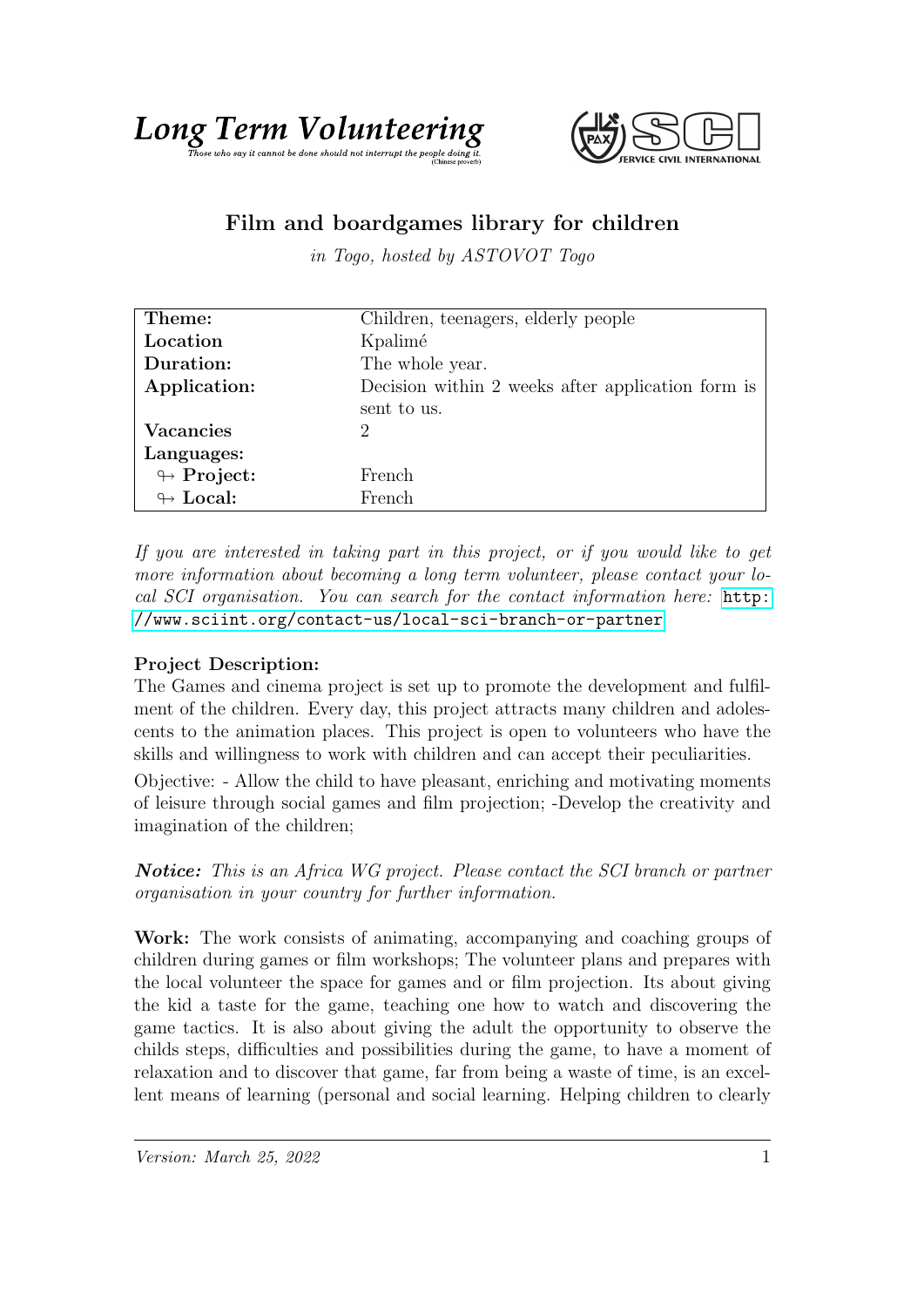**Long Term Volunteering**

*Those who say it cannot be done should not interrupt the people doing it.* (Chinese proverb)

SERVICE CIVIL INTERNATIONAL

# Film and boardgames library for children

*in Togo, hosted by ASTOVOT Togo*

| | |
|---|---|
| **Theme:** | Children, teenagers, elderly people |
| **Location** | Kpalimé |
| **Duration:** | The whole year. |
| **Application:** | Decision within 2 weeks after application form is sent to us. |
| **Vacancies** | 2 |
| **Languages:** | |
| ↬ **Project:** | French |
| ↬ **Local:** | French |

*If you are interested in taking part in this project, or if you would like to get more information about becoming a long term volunteer, please contact your local SCI organisation. You can search for the contact information here:* http://www.sciint.org/contact-us/local-sci-branch-or-partner

**Project Description:**
The Games and cinema project is set up to promote the development and fulfilment of the children. Every day, this project attracts many children and adolescents to the animation places. This project is open to volunteers who have the skills and willingness to work with children and can accept their peculiarities.

Objective: - Allow the child to have pleasant, enriching and motivating moments of leisure through social games and film projection; -Develop the creativity and imagination of the children;

***Notice:*** *This is an Africa WG project. Please contact the SCI branch or partner organisation in your country for further information.*

**Work:** The work consists of animating, accompanying and coaching groups of children during games or film workshops; The volunteer plans and prepares with the local volunteer the space for games and or film projection. Its about giving the kid a taste for the game, teaching one how to watch and discovering the game tactics. It is also about giving the adult the opportunity to observe the childs steps, difficulties and possibilities during the game, to have a moment of relaxation and to discover that game, far from being a waste of time, is an excellent means of learning (personal and social learning. Helping children to clearly

*Version: March 25, 2022*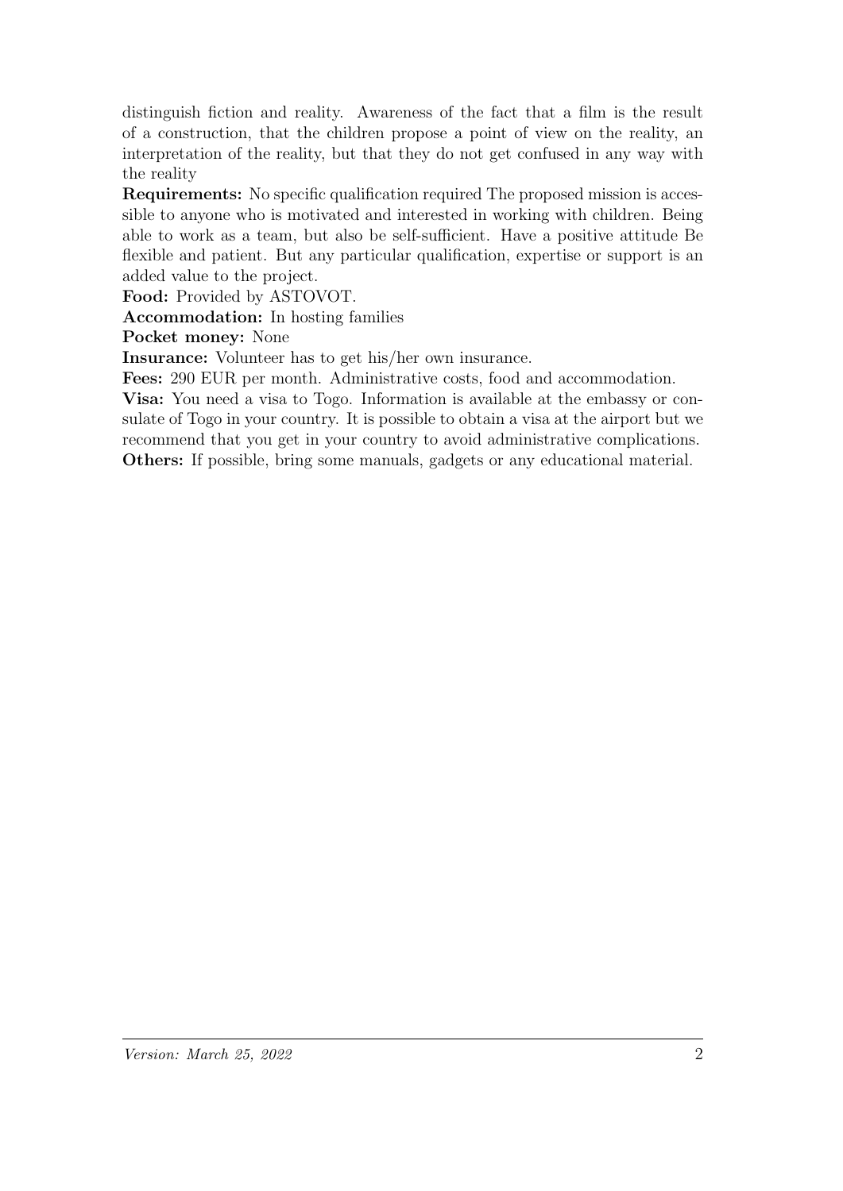distinguish fiction and reality. Awareness of the fact that a film is the result of a construction, that the children propose a point of view on the reality, an interpretation of the reality, but that they do not get confused in any way with the reality

**Requirements:** No specific qualification required The proposed mission is accessible to anyone who is motivated and interested in working with children. Being able to work as a team, but also be self-sufficient. Have a positive attitude Be flexible and patient. But any particular qualification, expertise or support is an added value to the project.

**Food:** Provided by ASTOVOT.

**Accommodation:** In hosting families

**Pocket money:** None

**Insurance:** Volunteer has to get his/her own insurance.

**Fees:** 290 EUR per month. Administrative costs, food and accommodation.

**Visa:** You need a visa to Togo. Information is available at the embassy or consulate of Togo in your country. It is possible to obtain a visa at the airport but we recommend that you get in your country to avoid administrative complications.

**Others:** If possible, bring some manuals, gadgets or any educational material.